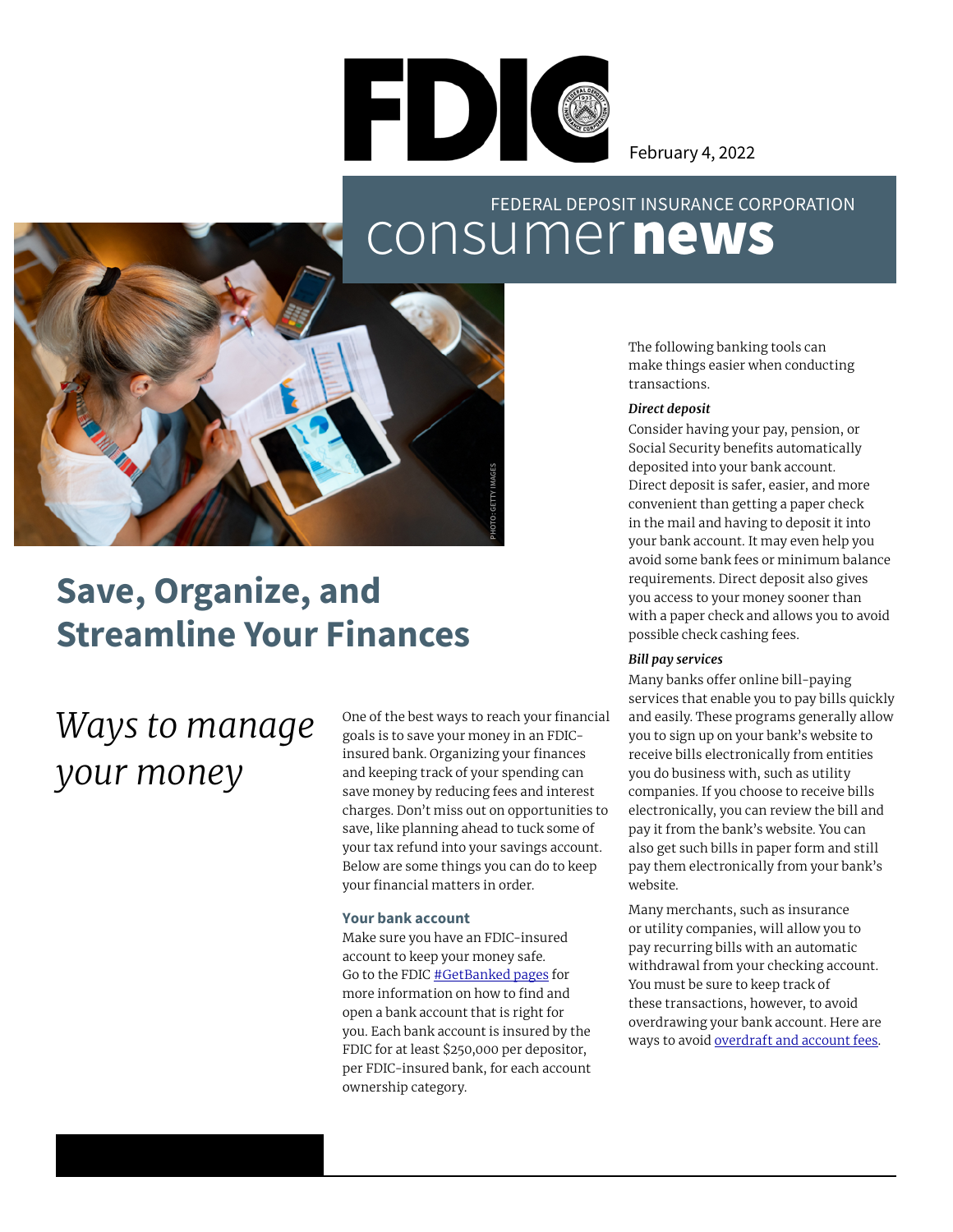FDIC

February 4, 2022

FEDERAL DEPOSIT INSURANCE CORPORATION

consumer **news**

PHOTO: GETTY IMAGES

# Save, Organize, and Streamline Your Finances

## *Ways to manage your money*

One of the best ways to reach your financial goals is to save your money in an FDIC-insured bank. Organizing your finances and keeping track of your spending can save money by reducing fees and interest charges. Don't miss out on opportunities to save, like planning ahead to tuck some of your tax refund into your savings account. Below are some things you can do to keep your financial matters in order.

### Your bank account

Make sure you have an FDIC-insured account to keep your money safe. Go to the FDIC [#GetBanked pages] for more information on how to find and open a bank account that is right for you. Each bank account is insured by the FDIC for at least $250,000 per depositor, per FDIC-insured bank, for each account ownership category.

The following banking tools can make things easier when conducting transactions.

***Direct deposit***

Consider having your pay, pension, or Social Security benefits automatically deposited into your bank account. Direct deposit is safer, easier, and more convenient than getting a paper check in the mail and having to deposit it into your bank account. It may even help you avoid some bank fees or minimum balance requirements. Direct deposit also gives you access to your money sooner than with a paper check and allows you to avoid possible check cashing fees.

***Bill pay services***

Many banks offer online bill-paying services that enable you to pay bills quickly and easily. These programs generally allow you to sign up on your bank's website to receive bills electronically from entities you do business with, such as utility companies. If you choose to receive bills electronically, you can review the bill and pay it from the bank's website. You can also get such bills in paper form and still pay them electronically from your bank's website.

Many merchants, such as insurance or utility companies, will allow you to pay recurring bills with an automatic withdrawal from your checking account. You must be sure to keep track of these transactions, however, to avoid overdrawing your bank account. Here are ways to avoid [overdraft and account fees].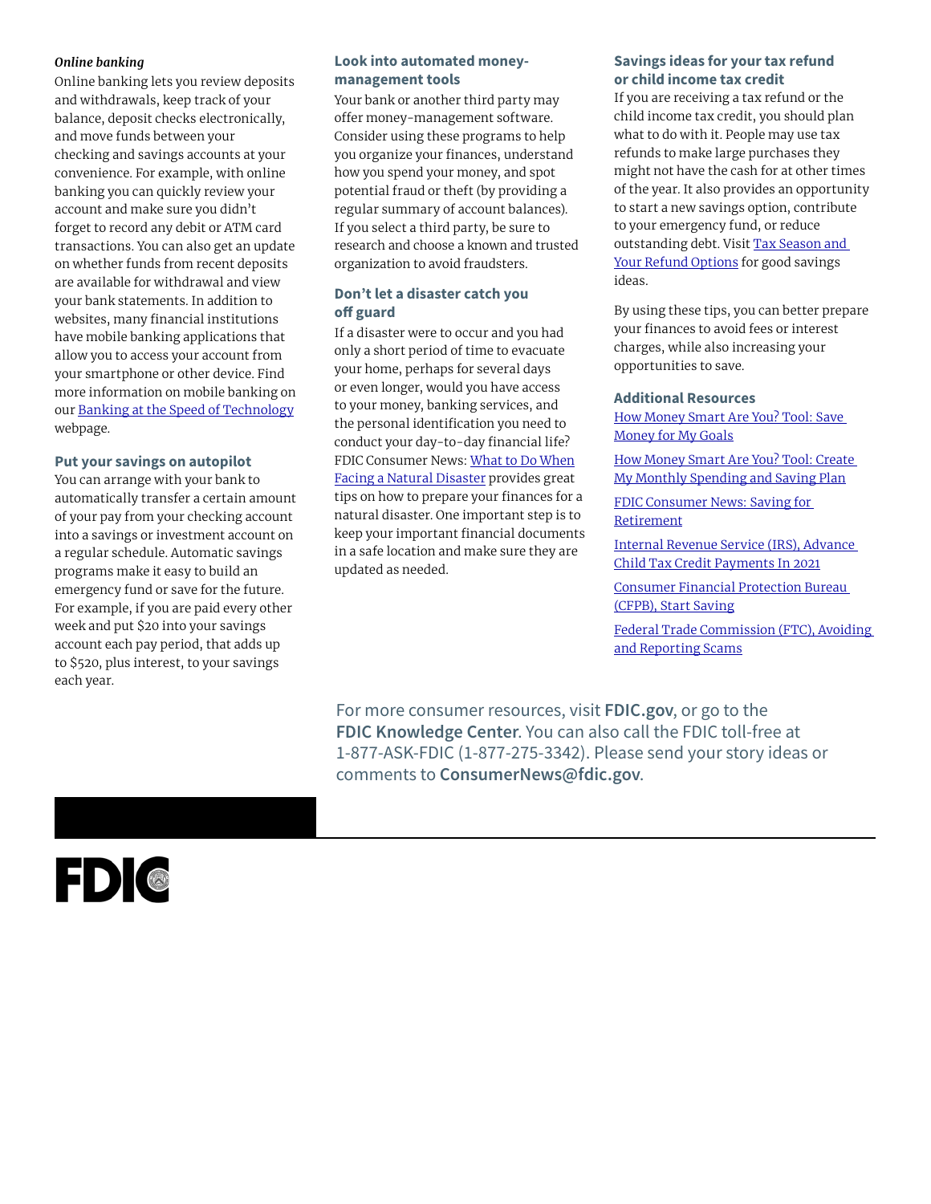*Online banking*

Online banking lets you review deposits and withdrawals, keep track of your balance, deposit checks electronically, and move funds between your checking and savings accounts at your convenience. For example, with online banking you can quickly review your account and make sure you didn't forget to record any debit or ATM card transactions. You can also get an update on whether funds from recent deposits are available for withdrawal and view your bank statements. In addition to websites, many financial institutions have mobile banking applications that allow you to access your account from your smartphone or other device. Find more information on mobile banking on our Banking at the Speed of Technology webpage.

### Put your savings on autopilot

You can arrange with your bank to automatically transfer a certain amount of your pay from your checking account into a savings or investment account on a regular schedule. Automatic savings programs make it easy to build an emergency fund or save for the future. For example, if you are paid every other week and put $20 into your savings account each pay period, that adds up to $520, plus interest, to your savings each year.

### Look into automated money-management tools

Your bank or another third party may offer money-management software. Consider using these programs to help you organize your finances, understand how you spend your money, and spot potential fraud or theft (by providing a regular summary of account balances). If you select a third party, be sure to research and choose a known and trusted organization to avoid fraudsters.

### Don't let a disaster catch you off guard

If a disaster were to occur and you had only a short period of time to evacuate your home, perhaps for several days or even longer, would you have access to your money, banking services, and the personal identification you need to conduct your day-to-day financial life? FDIC Consumer News: What to Do When Facing a Natural Disaster provides great tips on how to prepare your finances for a natural disaster. One important step is to keep your important financial documents in a safe location and make sure they are updated as needed.

### Savings ideas for your tax refund or child income tax credit

If you are receiving a tax refund or the child income tax credit, you should plan what to do with it. People may use tax refunds to make large purchases they might not have the cash for at other times of the year. It also provides an opportunity to start a new savings option, contribute to your emergency fund, or reduce outstanding debt. Visit Tax Season and Your Refund Options for good savings ideas.

By using these tips, you can better prepare your finances to avoid fees or interest charges, while also increasing your opportunities to save.

### Additional Resources

How Money Smart Are You? Tool: Save Money for My Goals

How Money Smart Are You? Tool: Create My Monthly Spending and Saving Plan

FDIC Consumer News: Saving for Retirement

Internal Revenue Service (IRS), Advance Child Tax Credit Payments In 2021

Consumer Financial Protection Bureau (CFPB), Start Saving

Federal Trade Commission (FTC), Avoiding and Reporting Scams

For more consumer resources, visit **FDIC.gov**, or go to the **FDIC Knowledge Center**. You can also call the FDIC toll-free at 1-877-ASK-FDIC (1-877-275-3342). Please send your story ideas or comments to **ConsumerNews@fdic.gov**.

FDIC